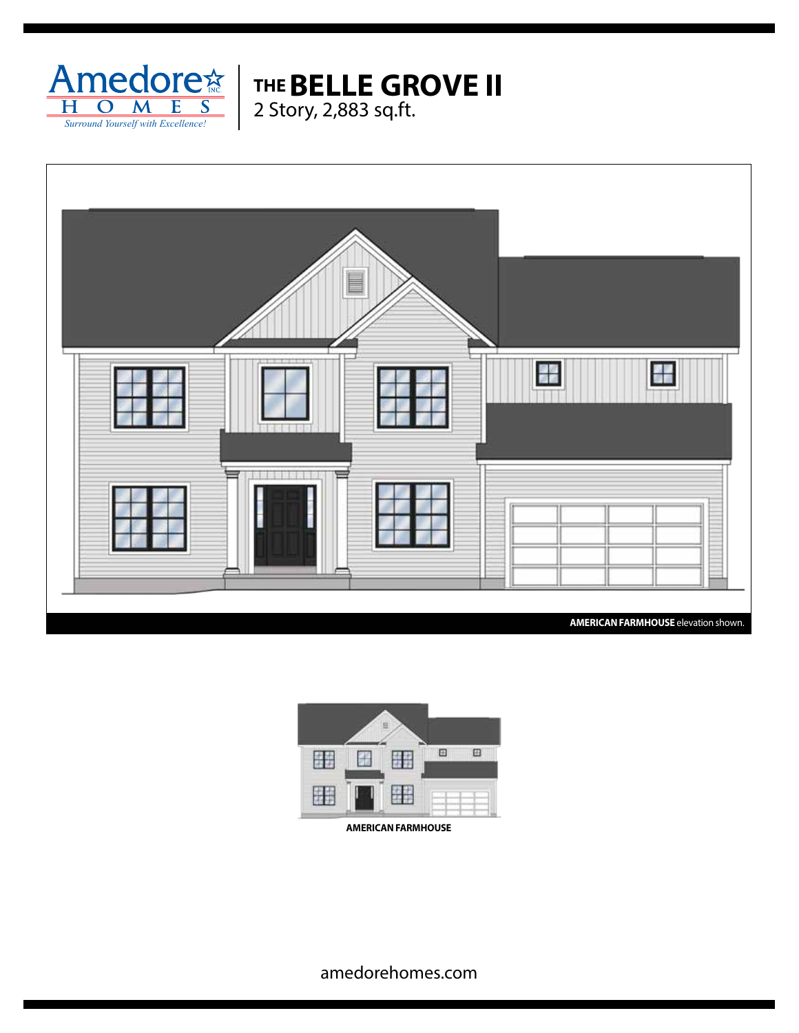Amedore HOMES
*Surround Yourself with Excellence!*

# THE BELLE GROVE II

2 Story, 2,883 sq.ft.

**AMERICAN FARMHOUSE** elevation shown.

**AMERICAN FARMHOUSE**

amedorehomes.com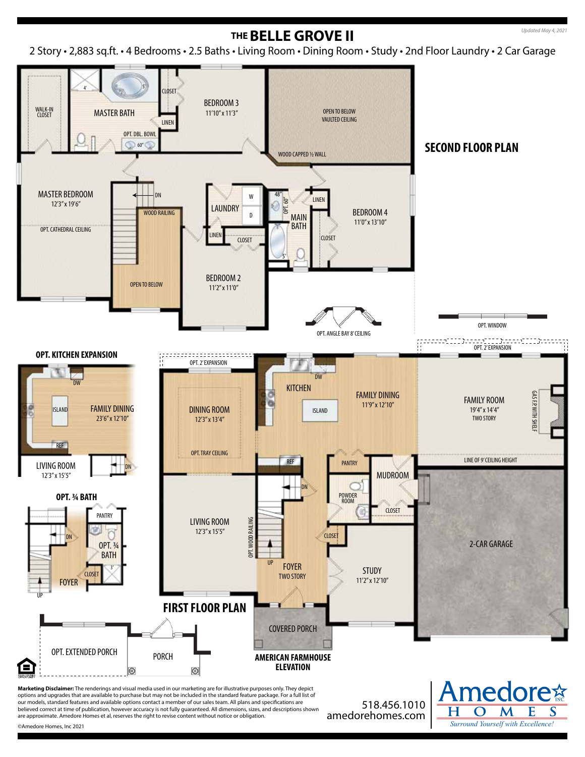Updated May 4, 2021

# THE BELLE GROVE II

2 Story • 2,883 sq.ft. • 4 Bedrooms • 2.5 Baths • Living Room • Dining Room • Study • 2nd Floor Laundry • 2 Car Garage

## SECOND FLOOR PLAN

WALK-IN CLOSET
MASTER BATH
4'
5'
CLOSET
LINEN
OPT. DBL. BOWL
60"
BEDROOM 3
11'10" x 11'3"
OPEN TO BELOW
VAULTED CEILING
WOOD CAPPED ½ WALL
MASTER BEDROOM
12'3" x 19'6"
OPT. CATHEDRAL CEILING
DN
WOOD RAILING
OPEN TO BELOW
LAUNDRY
W
D
LINEN
CLOSET
48"
OPT. 60"
MAIN BATH
5'
LINEN
CLOSET
BEDROOM 4
11'0" x 13'10"
BEDROOM 2
11'2" x 11'0"
OPT. ANGLE BAY 8' CEILING
OPT. WINDOW

## OPT. KITCHEN EXPANSION

DW
ISLAND
FAMILY DINING
23'6" x 12'10"
REF
LIVING ROOM
12'3" x 15'5"
DN

## OPT. ¾ BATH

PANTRY
DN
OPT. ¾ BATH
3'
CLOSET
FOYER
UP

## FIRST FLOOR PLAN

OPT. 2' EXPANSION
DINING ROOM
12'3" x 13'4"
OPT. TRAY CEILING
KITCHEN
DW
ISLAND
REF
FAMILY DINING
11'9" x 12'10"
OPT. 2' EXPANSION
FAMILY ROOM
19'4" x 14'4"
TWO STORY
GAS FP WITH SHELF
LINE OF 9' CEILING HEIGHT
PANTRY
MUDROOM
POWDER ROOM
CLOSET
DN
LIVING ROOM
12'3" x 15'5"
OPT. WOOD RAILING
UP
CLOSET
FOYER
TWO STORY
STUDY
11'2" x 12'10"
2-CAR GARAGE
COVERED PORCH
OPT. EXTENDED PORCH
PORCH

**AMERICAN FARMHOUSE ELEVATION**

**Marketing Disclaimer:** The renderings and visual media used in our marketing are for illustrative purposes only. They depict options and upgrades that are available to purchase but may not be included in the standard feature package. For a full list of our models, standard features and available options contact a member of our sales team. All plans and specifications are believed correct at time of publication, however accuracy is not fully guaranteed. All dimensions, sizes, and descriptions shown are approximate. Amedore Homes et al, reserves the right to revise content without notice or obligation.

©Amedore Homes, Inc 2021

518.456.1010
amedorehomes.com

Amedore Homes INC
*Surround Yourself with Excellence!*